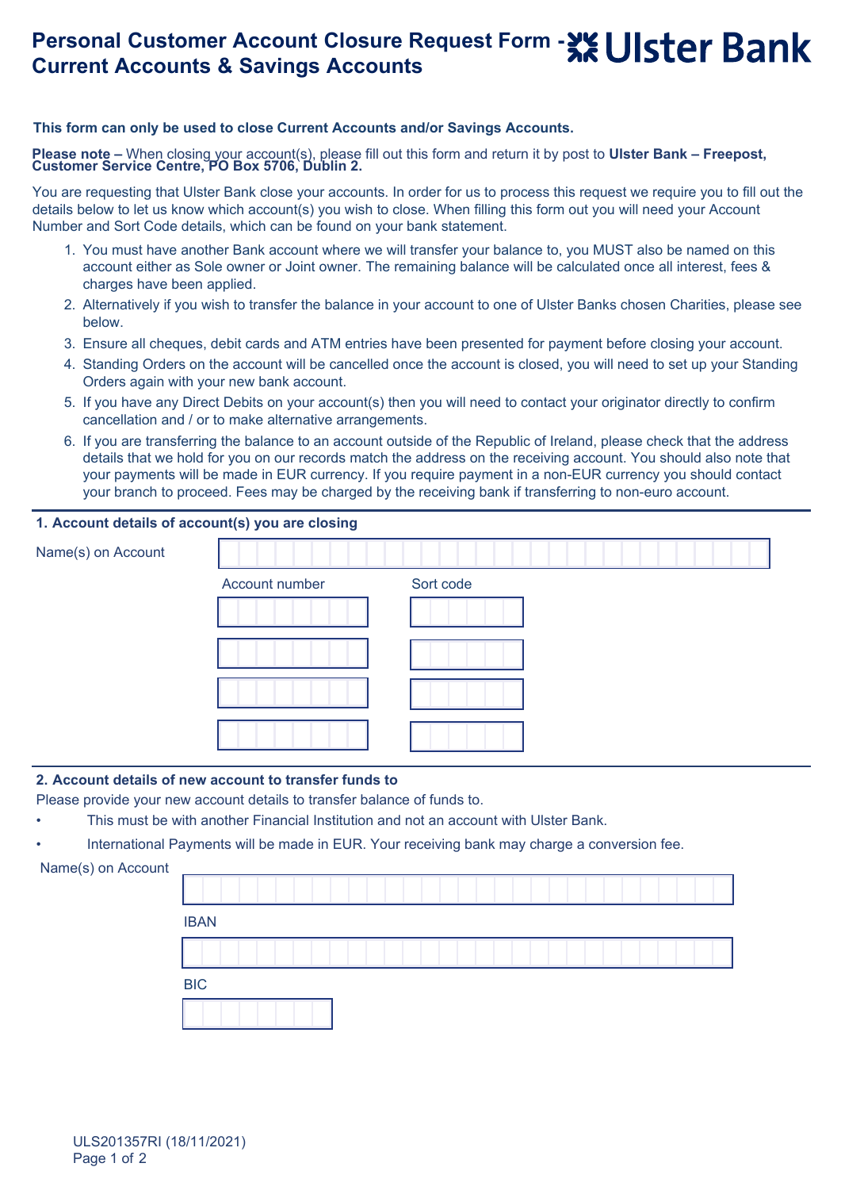# Personal Customer Account Closure Request Form - Current Accounts & Savings Accounts

Ulster Bank

**This form can only be used to close Current Accounts and/or Savings Accounts.**

**Please note –** When closing your account(s), please fill out this form and return it by post to **Ulster Bank – Freepost, Customer Service Centre, PO Box 5706, Dublin 2.**

You are requesting that Ulster Bank close your accounts. In order for us to process this request we require you to fill out the details below to let us know which account(s) you wish to close. When filling this form out you will need your Account Number and Sort Code details, which can be found on your bank statement.

1. You must have another Bank account where we will transfer your balance to, you MUST also be named on this account either as Sole owner or Joint owner. The remaining balance will be calculated once all interest, fees & charges have been applied.
2. Alternatively if you wish to transfer the balance in your account to one of Ulster Banks chosen Charities, please see below.
3. Ensure all cheques, debit cards and ATM entries have been presented for payment before closing your account.
4. Standing Orders on the account will be cancelled once the account is closed, you will need to set up your Standing Orders again with your new bank account.
5. If you have any Direct Debits on your account(s) then you will need to contact your originator directly to confirm cancellation and / or to make alternative arrangements.
6. If you are transferring the balance to an account outside of the Republic of Ireland, please check that the address details that we hold for you on our records match the address on the receiving account. You should also note that your payments will be made in EUR currency. If you require payment in a non-EUR currency you should contact your branch to proceed. Fees may be charged by the receiving bank if transferring to non-euro account.

## 1. Account details of account(s) you are closing

Name(s) on Account

| Account number | Sort code |
|---|---|
| | |
| | |
| | |
| | |

## 2. Account details of new account to transfer funds to

Please provide your new account details to transfer balance of funds to.

- This must be with another Financial Institution and not an account with Ulster Bank.
- International Payments will be made in EUR. Your receiving bank may charge a conversion fee.

Name(s) on Account

IBAN

BIC

ULS201357RI (18/11/2021)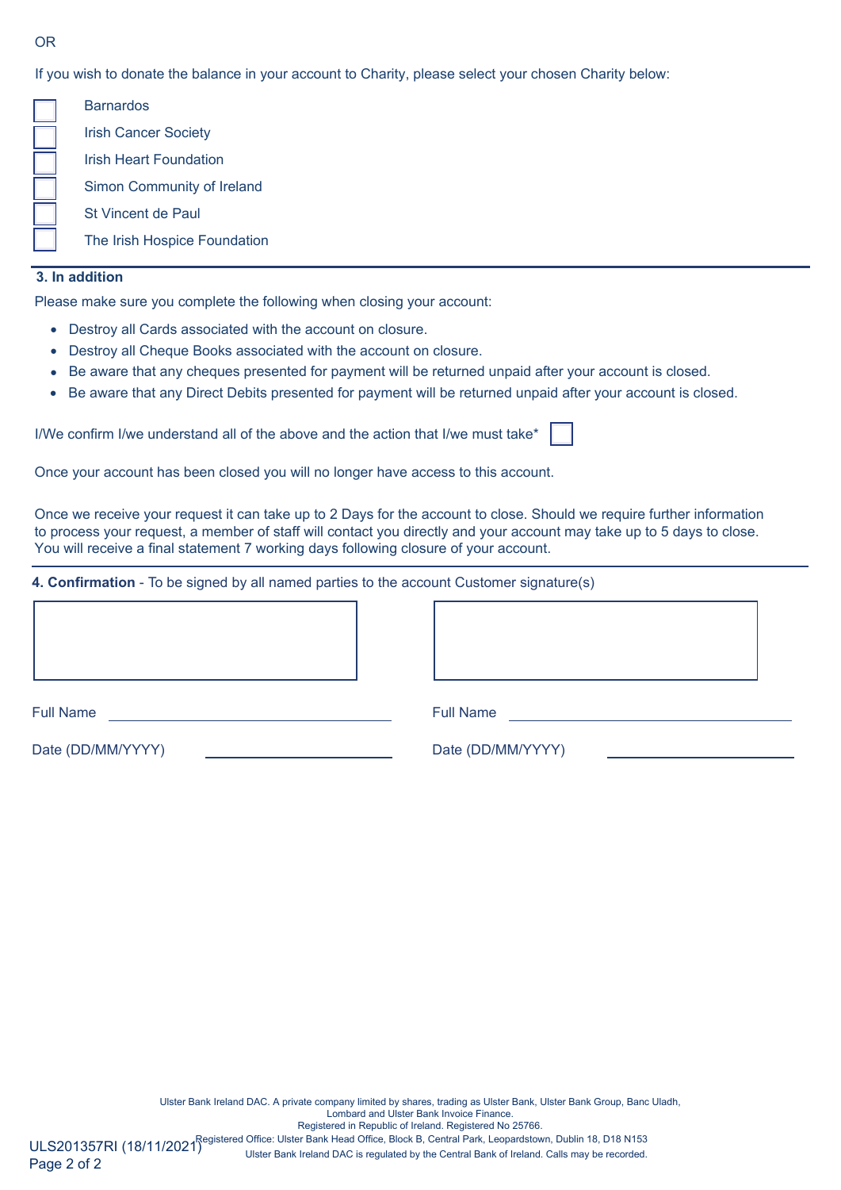OR

If you wish to donate the balance in your account to Charity, please select your chosen Charity below:

- ☐ Barnardos
- ☐ Irish Cancer Society
- ☐ Irish Heart Foundation
- ☐ Simon Community of Ireland
- ☐ St Vincent de Paul
- ☐ The Irish Hospice Foundation

## 3. In addition

Please make sure you complete the following when closing your account:

- Destroy all Cards associated with the account on closure.
- Destroy all Cheque Books associated with the account on closure.
- Be aware that any cheques presented for payment will be returned unpaid after your account is closed.
- Be aware that any Direct Debits presented for payment will be returned unpaid after your account is closed.

I/We confirm I/we understand all of the above and the action that I/we must take* ☐

Once your account has been closed you will no longer have access to this account.

Once we receive your request it can take up to 2 Days for the account to close. Should we require further information to process your request, a member of staff will contact you directly and your account may take up to 5 days to close. You will receive a final statement 7 working days following closure of your account.

## 4. Confirmation - To be signed by all named parties to the account Customer signature(s)

Full Name ______________________

Date (DD/MM/YYYY) ______________________

Full Name ______________________

Date (DD/MM/YYYY) ______________________

Ulster Bank Ireland DAC. A private company limited by shares, trading as Ulster Bank, Ulster Bank Group, Banc Uladh, Lombard and Ulster Bank Invoice Finance.
Registered in Republic of Ireland. Registered No 25766.
Registered Office: Ulster Bank Head Office, Block B, Central Park, Leopardstown, Dublin 18, D18 N153
Ulster Bank Ireland DAC is regulated by the Central Bank of Ireland. Calls may be recorded.

ULS201357RI (18/11/2021)